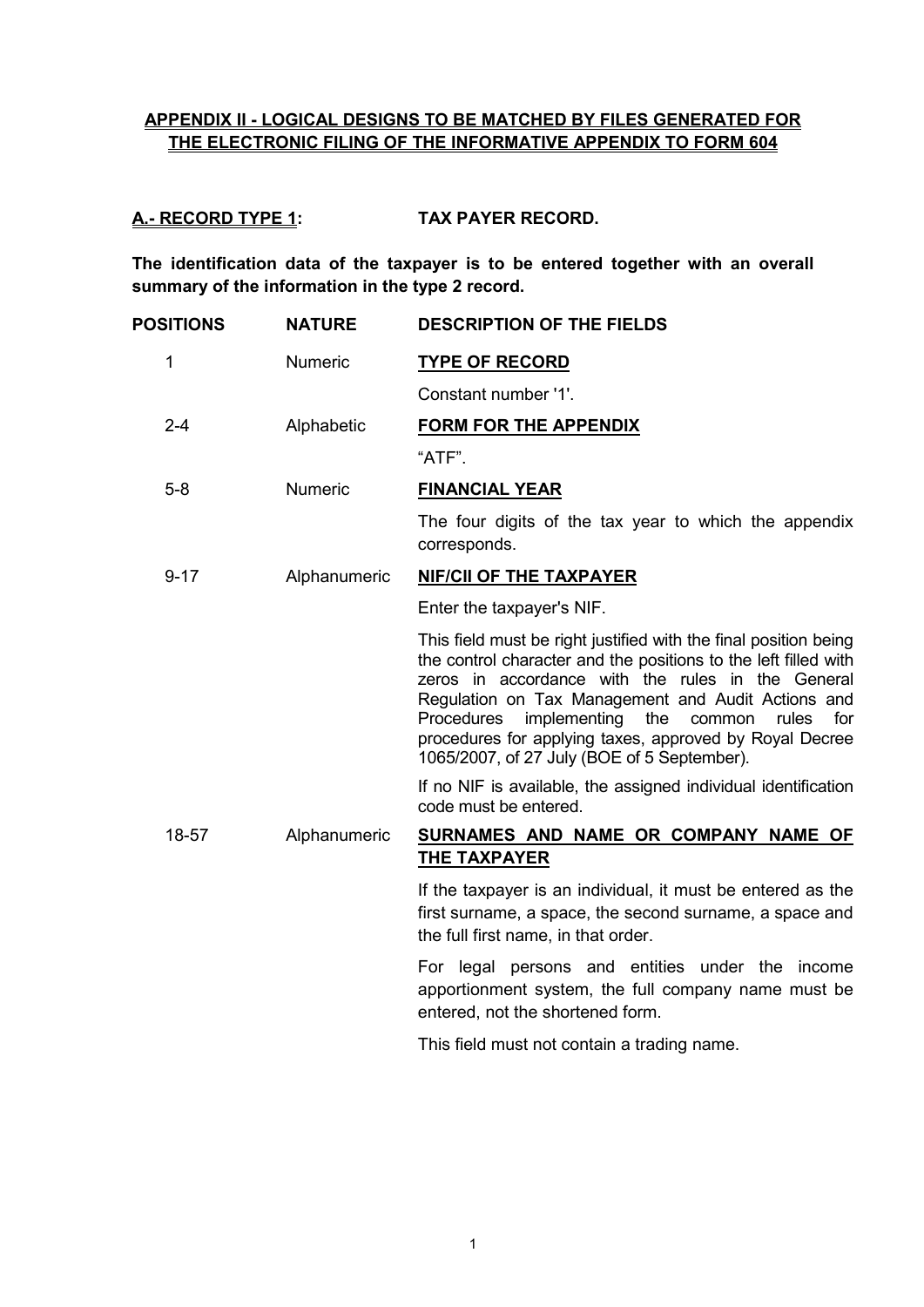## APPENDIX II - LOGICAL DESIGNS TO BE MATCHED BY FILES GENERATED FOR THE ELECTRONIC FILING OF THE INFORMATIVE APPENDIX TO FORM 604

### A.- RECORD TYPE 1: TAX PAYER RECORD.

**The identification data of the taxpayer is to be entered together with an overall summary of the information in the type 2 record.**

| POSITIONS | NATURE | DESCRIPTION OF THE FIELDS |
|---|---|---|
| 1 | Numeric | **TYPE OF RECORD**<br><br>Constant number '1'. |
| 2-4 | Alphabetic | **FORM FOR THE APPENDIX**<br><br>"ATF". |
| 5-8 | Numeric | **FINANCIAL YEAR**<br><br>The four digits of the tax year to which the appendix corresponds. |
| 9-17 | Alphanumeric | **NIF/CII OF THE TAXPAYER**<br><br>Enter the taxpayer's NIF.<br><br>This field must be right justified with the final position being the control character and the positions to the left filled with zeros in accordance with the rules in the General Regulation on Tax Management and Audit Actions and Procedures implementing the common rules for procedures for applying taxes, approved by Royal Decree 1065/2007, of 27 July (BOE of 5 September).<br><br>If no NIF is available, the assigned individual identification code must be entered. |
| 18-57 | Alphanumeric | **SURNAMES AND NAME OR COMPANY NAME OF THE TAXPAYER**<br><br>If the taxpayer is an individual, it must be entered as the first surname, a space, the second surname, a space and the full first name, in that order.<br><br>For legal persons and entities under the income apportionment system, the full company name must be entered, not the shortened form.<br><br>This field must not contain a trading name. |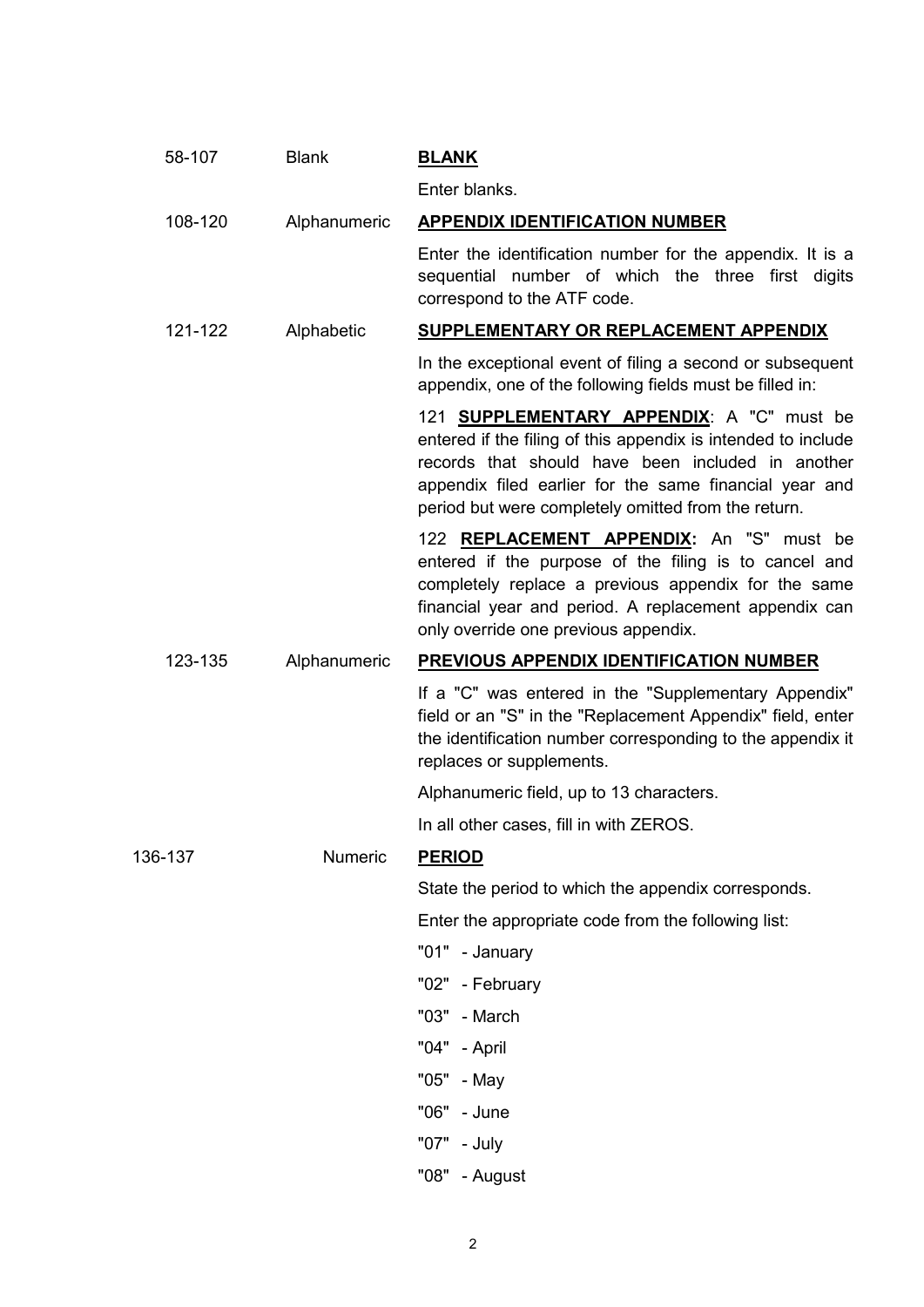| Positions | Type | Description |
|---|---|---|
| 58-107 | Blank | **BLANK**<br><br>Enter blanks. |
| 108-120 | Alphanumeric | **APPENDIX IDENTIFICATION NUMBER**<br><br>Enter the identification number for the appendix. It is a sequential number of which the three first digits correspond to the ATF code. |
| 121-122 | Alphabetic | **SUPPLEMENTARY OR REPLACEMENT APPENDIX**<br><br>In the exceptional event of filing a second or subsequent appendix, one of the following fields must be filled in:<br><br>121 **SUPPLEMENTARY APPENDIX**: A "C" must be entered if the filing of this appendix is intended to include records that should have been included in another appendix filed earlier for the same financial year and period but were completely omitted from the return.<br><br>122 **REPLACEMENT APPENDIX:** An "S" must be entered if the purpose of the filing is to cancel and completely replace a previous appendix for the same financial year and period. A replacement appendix can only override one previous appendix. |
| 123-135 | Alphanumeric | **PREVIOUS APPENDIX IDENTIFICATION NUMBER**<br><br>If a "C" was entered in the "Supplementary Appendix" field or an "S" in the "Replacement Appendix" field, enter the identification number corresponding to the appendix it replaces or supplements.<br><br>Alphanumeric field, up to 13 characters.<br><br>In all other cases, fill in with ZEROS. |
| 136-137 | Numeric | **PERIOD**<br><br>State the period to which the appendix corresponds.<br><br>Enter the appropriate code from the following list:<br><br>"01" - January<br>"02" - February<br>"03" - March<br>"04" - April<br>"05" - May<br>"06" - June<br>"07" - July<br>"08" - August |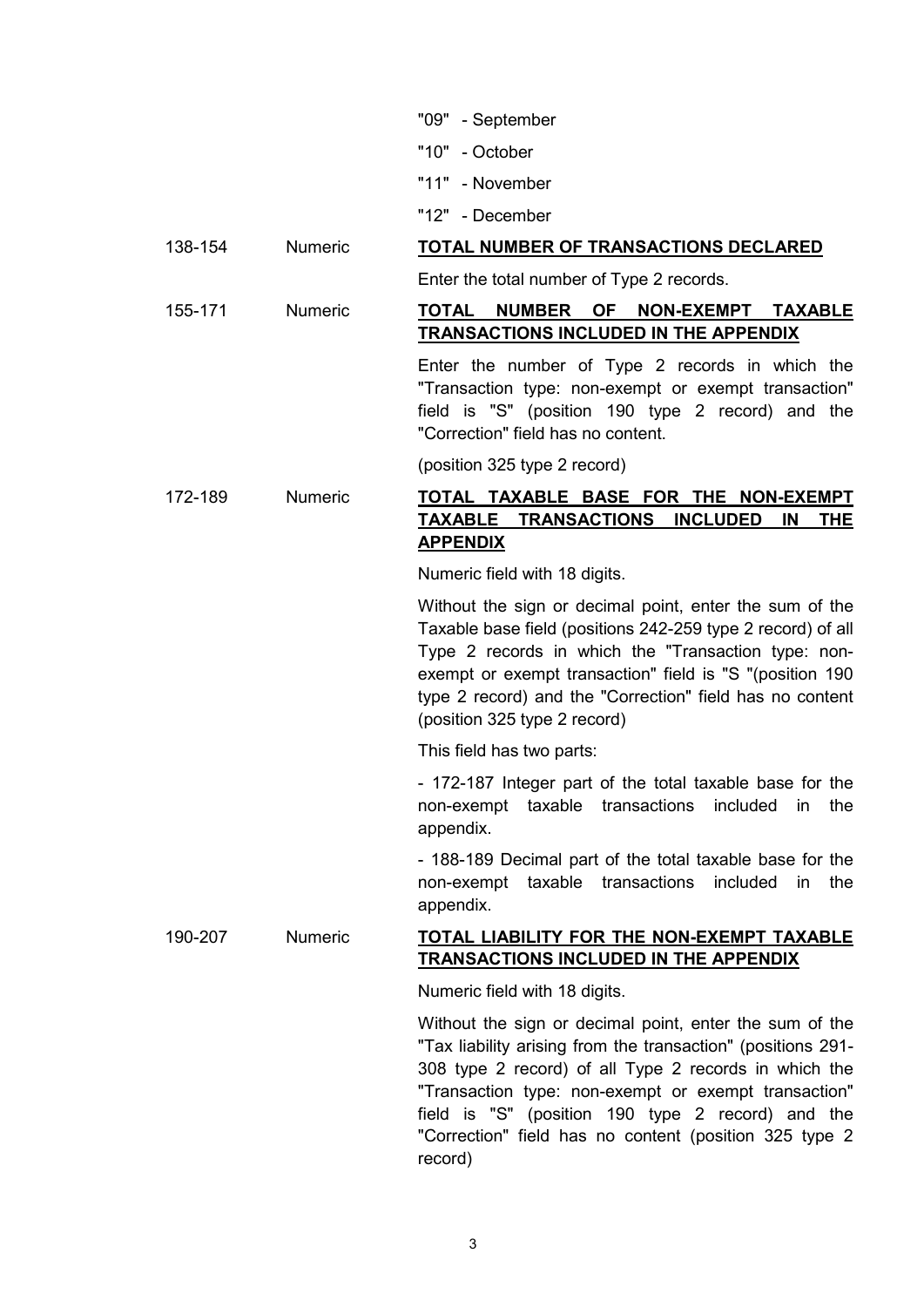| Positions | Nature | Description |
|---|---|---|
| | | "09" - September<br>"10" - October<br>"11" - November<br>"12" - December |
| 138-154 | Numeric | **<u>TOTAL NUMBER OF TRANSACTIONS DECLARED</u>**<br><br>Enter the total number of Type 2 records. |
| 155-171 | Numeric | **<u>TOTAL NUMBER OF NON-EXEMPT TAXABLE TRANSACTIONS INCLUDED IN THE APPENDIX</u>**<br><br>Enter the number of Type 2 records in which the "Transaction type: non-exempt or exempt transaction" field is "S" (position 190 type 2 record) and the "Correction" field has no content.<br><br>(position 325 type 2 record) |
| 172-189 | Numeric | **<u>TOTAL TAXABLE BASE FOR THE NON-EXEMPT TAXABLE TRANSACTIONS INCLUDED IN THE APPENDIX</u>**<br><br>Numeric field with 18 digits.<br><br>Without the sign or decimal point, enter the sum of the Taxable base field (positions 242-259 type 2 record) of all Type 2 records in which the "Transaction type: non-exempt or exempt transaction" field is "S "(position 190 type 2 record) and the "Correction" field has no content (position 325 type 2 record)<br><br>This field has two parts:<br><br>- 172-187 Integer part of the total taxable base for the non-exempt taxable transactions included in the appendix.<br><br>- 188-189 Decimal part of the total taxable base for the non-exempt taxable transactions included in the appendix. |
| 190-207 | Numeric | **<u>TOTAL LIABILITY FOR THE NON-EXEMPT TAXABLE TRANSACTIONS INCLUDED IN THE APPENDIX</u>**<br><br>Numeric field with 18 digits.<br><br>Without the sign or decimal point, enter the sum of the "Tax liability arising from the transaction" (positions 291-308 type 2 record) of all Type 2 records in which the "Transaction type: non-exempt or exempt transaction" field is "S" (position 190 type 2 record) and the "Correction" field has no content (position 325 type 2 record) |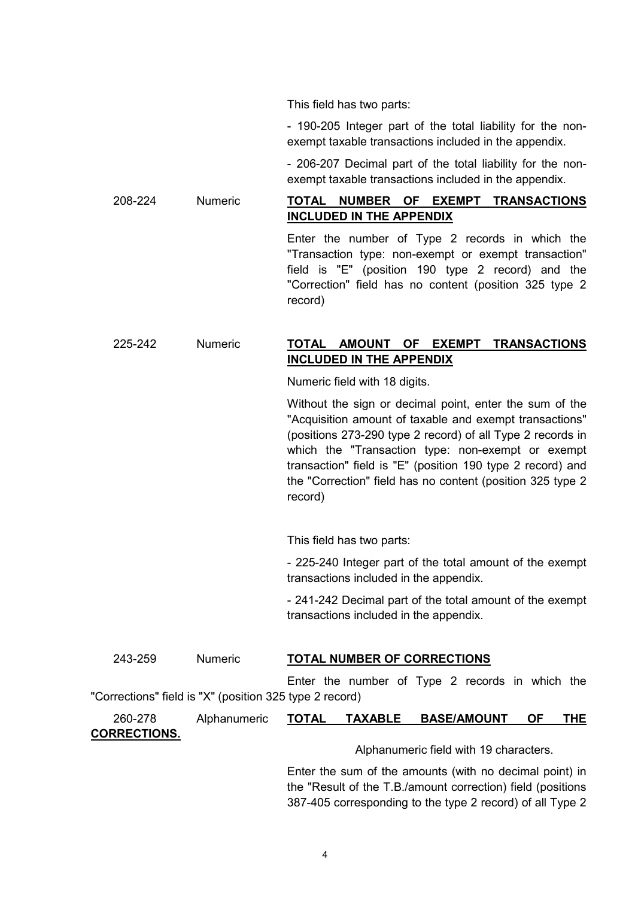This field has two parts:

- 190-205 Integer part of the total liability for the non-exempt taxable transactions included in the appendix.

- 206-207 Decimal part of the total liability for the non-exempt taxable transactions included in the appendix.

| | | |
|---|---|---|
| 208-224 | Numeric | **<u>TOTAL NUMBER OF EXEMPT TRANSACTIONS INCLUDED IN THE APPENDIX</u>**<br><br>Enter the number of Type 2 records in which the "Transaction type: non-exempt or exempt transaction" field is "E" (position 190 type 2 record) and the "Correction" field has no content (position 325 type 2 record) |
| 225-242 | Numeric | **<u>TOTAL AMOUNT OF EXEMPT TRANSACTIONS INCLUDED IN THE APPENDIX</u>**<br><br>Numeric field with 18 digits.<br><br>Without the sign or decimal point, enter the sum of the "Acquisition amount of taxable and exempt transactions" (positions 273-290 type 2 record) of all Type 2 records in which the "Transaction type: non-exempt or exempt transaction" field is "E" (position 190 type 2 record) and the "Correction" field has no content (position 325 type 2 record)<br><br>This field has two parts:<br><br>- 225-240 Integer part of the total amount of the exempt transactions included in the appendix.<br><br>- 241-242 Decimal part of the total amount of the exempt transactions included in the appendix. |
| 243-259 | Numeric | **<u>TOTAL NUMBER OF CORRECTIONS</u>**<br><br>Enter the number of Type 2 records in which the "Corrections" field is "X" (position 325 type 2 record) |
| 260-278 | Alphanumeric | **<u>TOTAL TAXABLE BASE/AMOUNT OF THE CORRECTIONS.</u>**<br><br>Alphanumeric field with 19 characters.<br><br>Enter the sum of the amounts (with no decimal point) in the "Result of the T.B./amount correction) field (positions 387-405 corresponding to the type 2 record) of all Type 2 |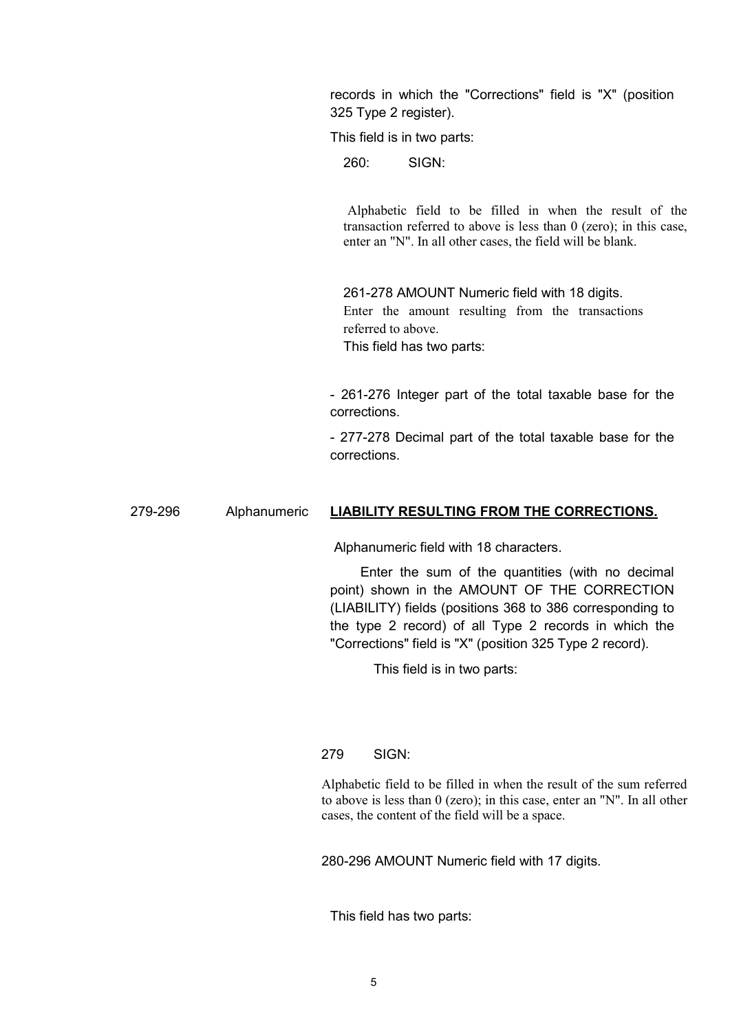records in which the "Corrections" field is "X" (position 325 Type 2 register).

This field is in two parts:

260: SIGN:

Alphabetic field to be filled in when the result of the transaction referred to above is less than 0 (zero); in this case, enter an "N". In all other cases, the field will be blank.

261-278 AMOUNT Numeric field with 18 digits.
Enter the amount resulting from the transactions referred to above.
This field has two parts:

- 261-276 Integer part of the total taxable base for the corrections.
- 277-278 Decimal part of the total taxable base for the corrections.

279-296 Alphanumeric **LIABILITY RESULTING FROM THE CORRECTIONS.**

Alphanumeric field with 18 characters.

Enter the sum of the quantities (with no decimal point) shown in the AMOUNT OF THE CORRECTION (LIABILITY) fields (positions 368 to 386 corresponding to the type 2 record) of all Type 2 records in which the "Corrections" field is "X" (position 325 Type 2 record).

This field is in two parts:

279 SIGN:

Alphabetic field to be filled in when the result of the sum referred to above is less than 0 (zero); in this case, enter an "N". In all other cases, the content of the field will be a space.

280-296 AMOUNT Numeric field with 17 digits.

This field has two parts: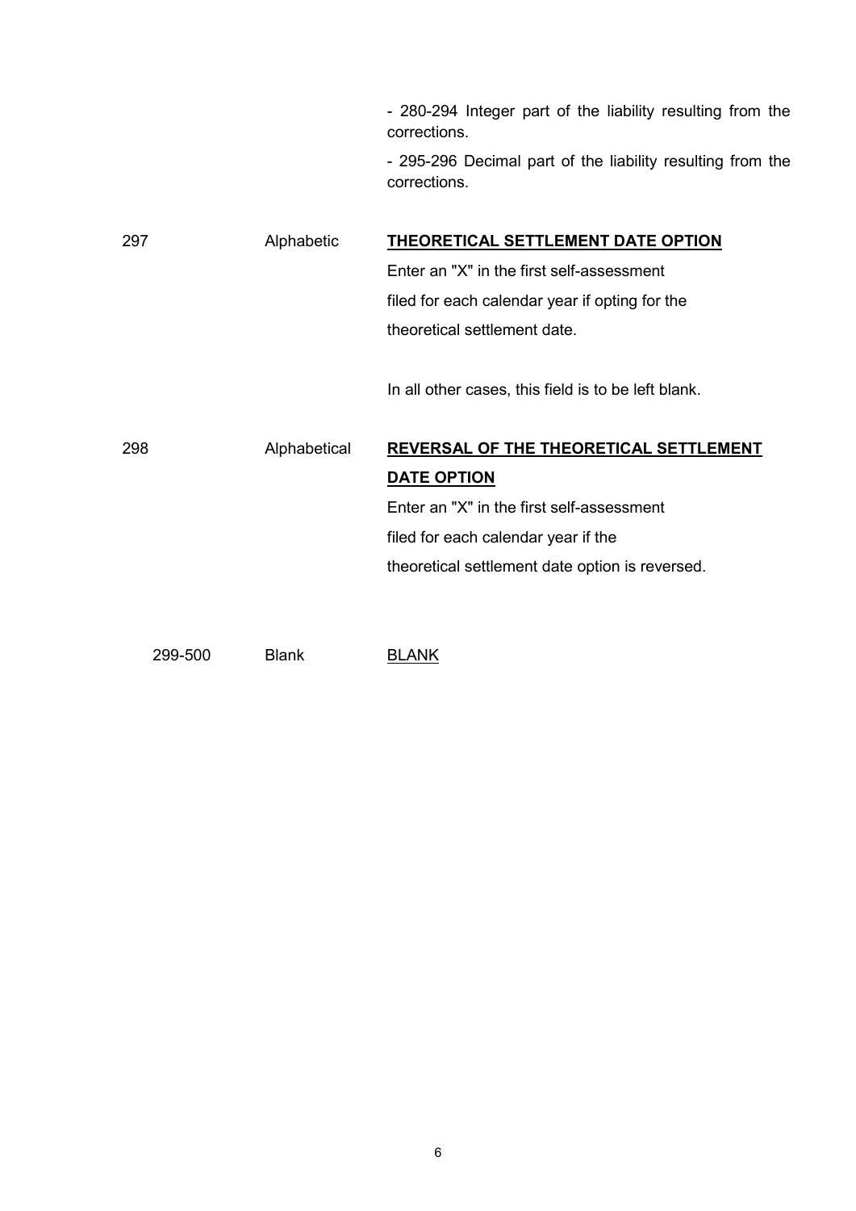| | | - 280-294 Integer part of the liability resulting from the corrections.<br><br>- 295-296 Decimal part of the liability resulting from the corrections. |
|---|---|---|
| 297 | Alphabetic | **<u>THEORETICAL SETTLEMENT DATE OPTION</u>**<br><br>Enter an "X" in the first self-assessment filed for each calendar year if opting for the theoretical settlement date.<br><br>In all other cases, this field is to be left blank. |
| 298 | Alphabetical | **<u>REVERSAL OF THE THEORETICAL SETTLEMENT DATE OPTION</u>**<br><br>Enter an "X" in the first self-assessment filed for each calendar year if the theoretical settlement date option is reversed. |
| 299-500 | Blank | <u>BLANK</u> |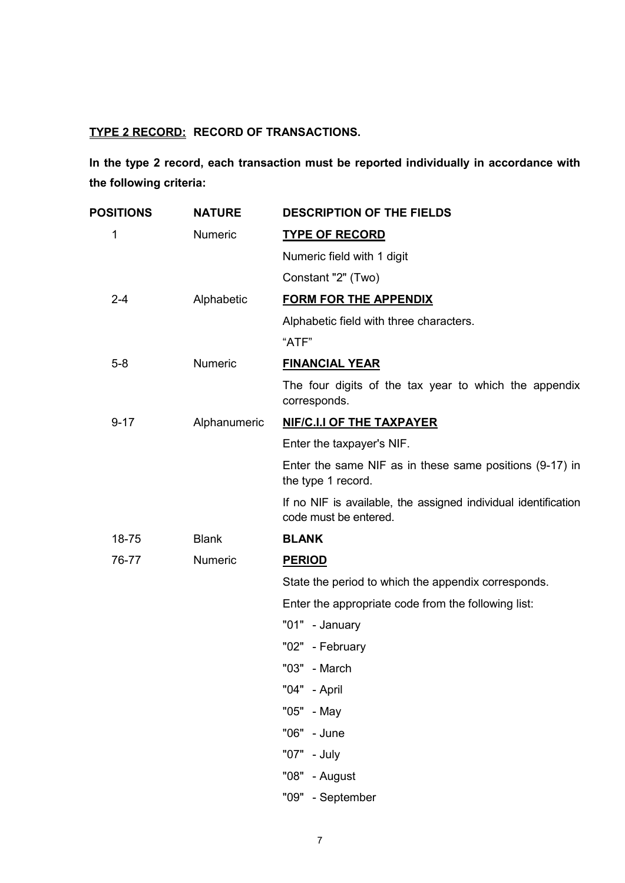**<u>TYPE 2 RECORD:</u> RECORD OF TRANSACTIONS.**

**In the type 2 record, each transaction must be reported individually in accordance with the following criteria:**

| POSITIONS | NATURE | DESCRIPTION OF THE FIELDS |
|---|---|---|
| 1 | Numeric | **<u>TYPE OF RECORD</u>** |
| | | Numeric field with 1 digit |
| | | Constant "2" (Two) |
| 2-4 | Alphabetic | **<u>FORM FOR THE APPENDIX</u>** |
| | | Alphabetic field with three characters. |
| | | "ATF" |
| 5-8 | Numeric | **<u>FINANCIAL YEAR</u>** |
| | | The four digits of the tax year to which the appendix corresponds. |
| 9-17 | Alphanumeric | **<u>NIF/C.I.I OF THE TAXPAYER</u>** |
| | | Enter the taxpayer's NIF. |
| | | Enter the same NIF as in these same positions (9-17) in the type 1 record. |
| | | If no NIF is available, the assigned individual identification code must be entered. |
| 18-75 | Blank | **BLANK** |
| 76-77 | Numeric | **<u>PERIOD</u>** |
| | | State the period to which the appendix corresponds. |
| | | Enter the appropriate code from the following list: |
| | | "01" - January |
| | | "02" - February |
| | | "03" - March |
| | | "04" - April |
| | | "05" - May |
| | | "06" - June |
| | | "07" - July |
| | | "08" - August |
| | | "09" - September |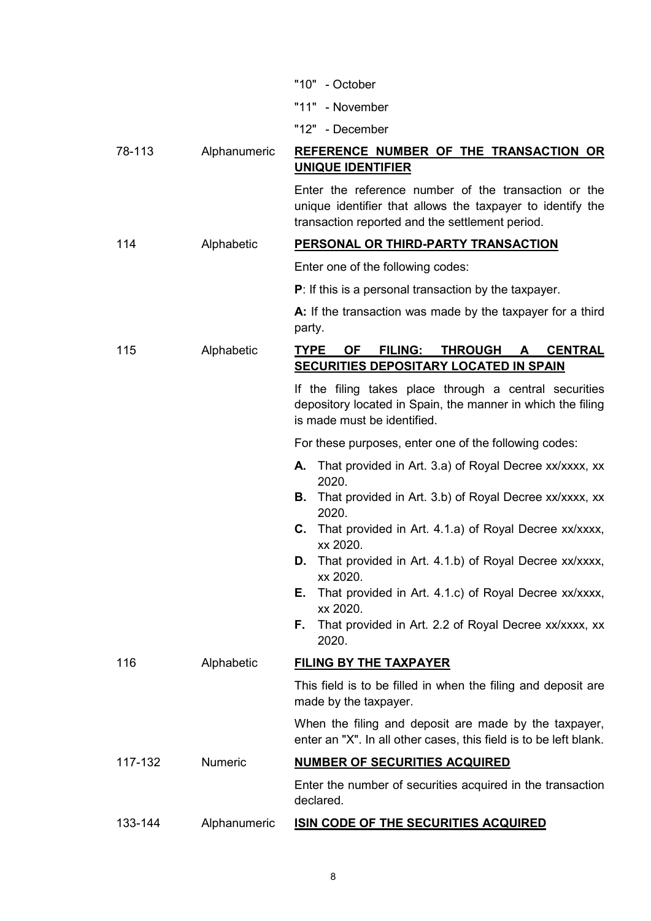| Position | Type | Content |
|---|---|---|
| | | "10" - October |
| | | "11" - November |
| | | "12" - December |
| 78-113 | Alphanumeric | **REFERENCE NUMBER OF THE TRANSACTION OR UNIQUE IDENTIFIER** |
| | | Enter the reference number of the transaction or the unique identifier that allows the taxpayer to identify the transaction reported and the settlement period. |
| 114 | Alphabetic | **PERSONAL OR THIRD-PARTY TRANSACTION** |
| | | Enter one of the following codes: |
| | | **P**: If this is a personal transaction by the taxpayer. |
| | | **A:** If the transaction was made by the taxpayer for a third party. |
| 115 | Alphabetic | **TYPE OF FILING: THROUGH A CENTRAL SECURITIES DEPOSITARY LOCATED IN SPAIN** |
| | | If the filing takes place through a central securities depository located in Spain, the manner in which the filing is made must be identified. |
| | | For these purposes, enter one of the following codes: |
| | | **A.** That provided in Art. 3.a) of Royal Decree xx/xxxx, xx 2020.<br>**B.** That provided in Art. 3.b) of Royal Decree xx/xxxx, xx 2020.<br>**C.** That provided in Art. 4.1.a) of Royal Decree xx/xxxx, xx 2020.<br>**D.** That provided in Art. 4.1.b) of Royal Decree xx/xxxx, xx 2020.<br>**E.** That provided in Art. 4.1.c) of Royal Decree xx/xxxx, xx 2020.<br>**F.** That provided in Art. 2.2 of Royal Decree xx/xxxx, xx 2020. |
| 116 | Alphabetic | **FILING BY THE TAXPAYER** |
| | | This field is to be filled in when the filing and deposit are made by the taxpayer. |
| | | When the filing and deposit are made by the taxpayer, enter an "X". In all other cases, this field is to be left blank. |
| 117-132 | Numeric | **NUMBER OF SECURITIES ACQUIRED** |
| | | Enter the number of securities acquired in the transaction declared. |
| 133-144 | Alphanumeric | **ISIN CODE OF THE SECURITIES ACQUIRED** |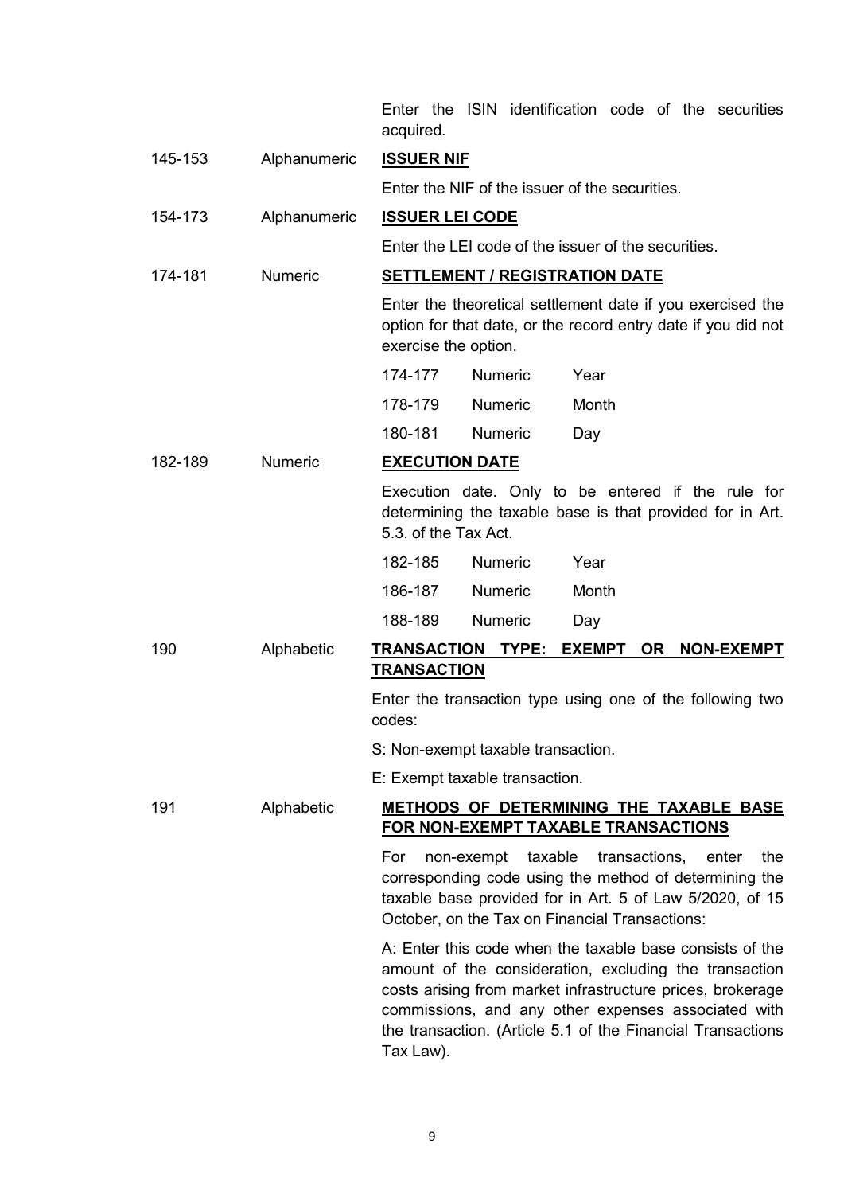| | | |
|---|---|---|
| | | Enter the ISIN identification code of the securities acquired. |
| 145-153 | Alphanumeric | **ISSUER NIF** |
| | | Enter the NIF of the issuer of the securities. |
| 154-173 | Alphanumeric | **ISSUER LEI CODE** |
| | | Enter the LEI code of the issuer of the securities. |
| 174-181 | Numeric | **SETTLEMENT / REGISTRATION DATE** |
| | | Enter the theoretical settlement date if you exercised the option for that date, or the record entry date if you did not exercise the option. |

| | | |
|---|---|---|
| 174-177 | Numeric | Year |
| 178-179 | Numeric | Month |
| 180-181 | Numeric | Day |

| | | |
|---|---|---|
| 182-189 | Numeric | **EXECUTION DATE** |
| | | Execution date. Only to be entered if the rule for determining the taxable base is that provided for in Art. 5.3. of the Tax Act. |

| | | |
|---|---|---|
| 182-185 | Numeric | Year |
| 186-187 | Numeric | Month |
| 188-189 | Numeric | Day |

| | | |
|---|---|---|
| 190 | Alphabetic | **TRANSACTION TYPE: EXEMPT OR NON-EXEMPT TRANSACTION** |
| | | Enter the transaction type using one of the following two codes: |
| | | S: Non-exempt taxable transaction. |
| | | E: Exempt taxable transaction. |
| 191 | Alphabetic | **METHODS OF DETERMINING THE TAXABLE BASE FOR NON-EXEMPT TAXABLE TRANSACTIONS** |
| | | For non-exempt taxable transactions, enter the corresponding code using the method of determining the taxable base provided for in Art. 5 of Law 5/2020, of 15 October, on the Tax on Financial Transactions: |
| | | A: Enter this code when the taxable base consists of the amount of the consideration, excluding the transaction costs arising from market infrastructure prices, brokerage commissions, and any other expenses associated with the transaction. (Article 5.1 of the Financial Transactions Tax Law). |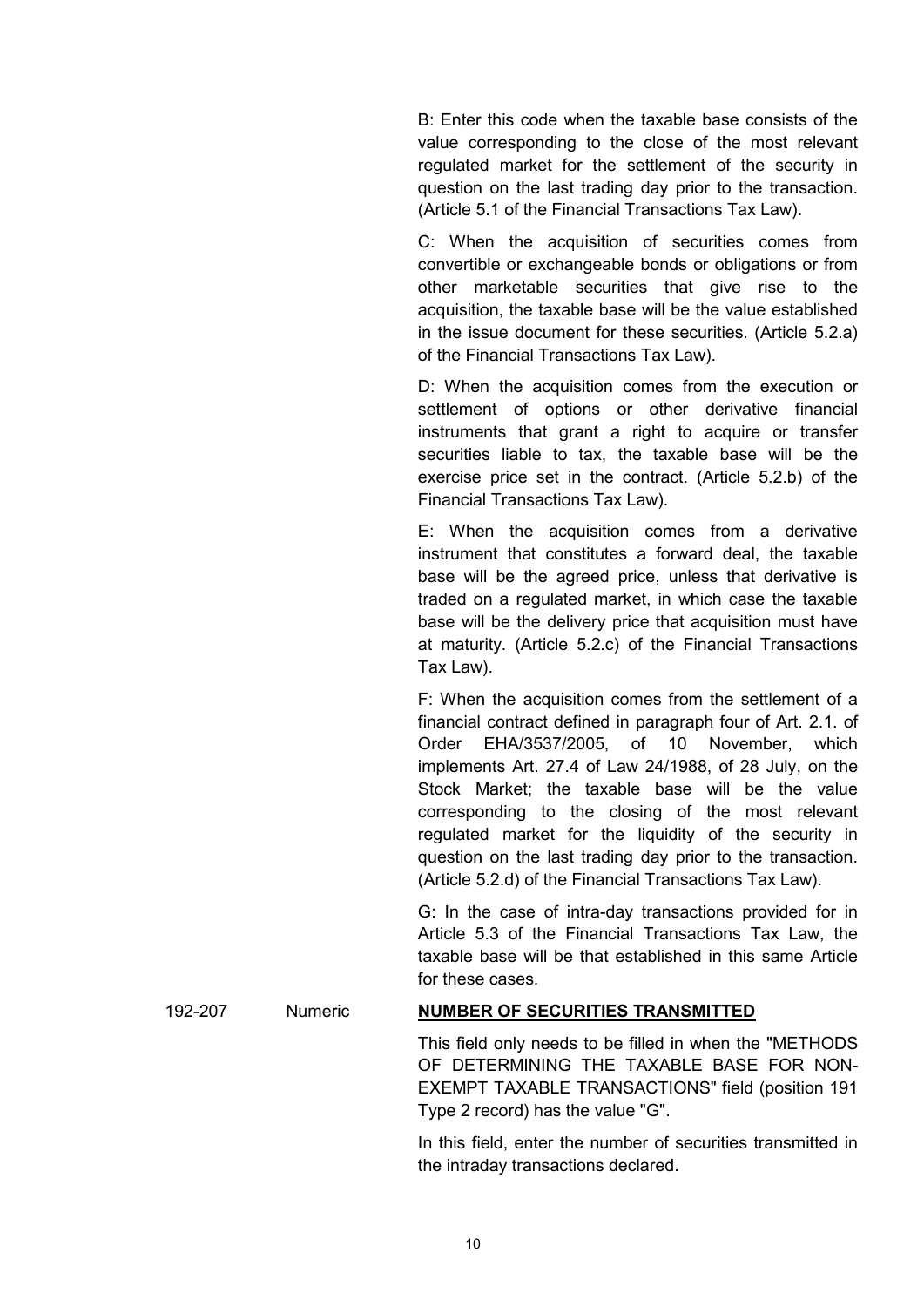B: Enter this code when the taxable base consists of the value corresponding to the close of the most relevant regulated market for the settlement of the security in question on the last trading day prior to the transaction. (Article 5.1 of the Financial Transactions Tax Law).

C: When the acquisition of securities comes from convertible or exchangeable bonds or obligations or from other marketable securities that give rise to the acquisition, the taxable base will be the value established in the issue document for these securities. (Article 5.2.a) of the Financial Transactions Tax Law).

D: When the acquisition comes from the execution or settlement of options or other derivative financial instruments that grant a right to acquire or transfer securities liable to tax, the taxable base will be the exercise price set in the contract. (Article 5.2.b) of the Financial Transactions Tax Law).

E: When the acquisition comes from a derivative instrument that constitutes a forward deal, the taxable base will be the agreed price, unless that derivative is traded on a regulated market, in which case the taxable base will be the delivery price that acquisition must have at maturity. (Article 5.2.c) of the Financial Transactions Tax Law).

F: When the acquisition comes from the settlement of a financial contract defined in paragraph four of Art. 2.1. of Order EHA/3537/2005, of 10 November, which implements Art. 27.4 of Law 24/1988, of 28 July, on the Stock Market; the taxable base will be the value corresponding to the closing of the most relevant regulated market for the liquidity of the security in question on the last trading day prior to the transaction. (Article 5.2.d) of the Financial Transactions Tax Law).

G: In the case of intra-day transactions provided for in Article 5.3 of the Financial Transactions Tax Law, the taxable base will be that established in this same Article for these cases.

| Positions | Type | Description |
|---|---|---|
| 192-207 | Numeric | **NUMBER OF SECURITIES TRANSMITTED**<br><br>This field only needs to be filled in when the "METHODS OF DETERMINING THE TAXABLE BASE FOR NON-EXEMPT TAXABLE TRANSACTIONS" field (position 191 Type 2 record) has the value "G".<br><br>In this field, enter the number of securities transmitted in the intraday transactions declared. |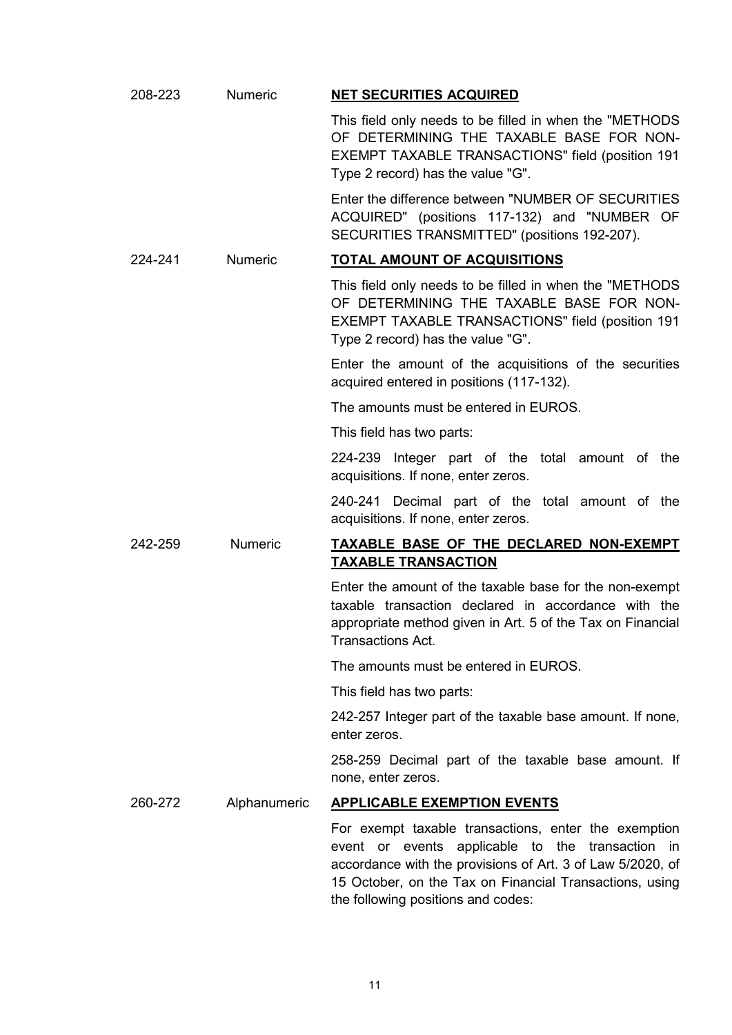| Positions | Nature | Description of the fields |
|---|---|---|
| 208-223 | Numeric | **NET SECURITIES ACQUIRED**<br><br>This field only needs to be filled in when the "METHODS OF DETERMINING THE TAXABLE BASE FOR NON-EXEMPT TAXABLE TRANSACTIONS" field (position 191 Type 2 record) has the value "G".<br><br>Enter the difference between "NUMBER OF SECURITIES ACQUIRED" (positions 117-132) and "NUMBER OF SECURITIES TRANSMITTED" (positions 192-207). |
| 224-241 | Numeric | **TOTAL AMOUNT OF ACQUISITIONS**<br><br>This field only needs to be filled in when the "METHODS OF DETERMINING THE TAXABLE BASE FOR NON-EXEMPT TAXABLE TRANSACTIONS" field (position 191 Type 2 record) has the value "G".<br><br>Enter the amount of the acquisitions of the securities acquired entered in positions (117-132).<br><br>The amounts must be entered in EUROS.<br><br>This field has two parts:<br><br>224-239 Integer part of the total amount of the acquisitions. If none, enter zeros.<br><br>240-241 Decimal part of the total amount of the acquisitions. If none, enter zeros. |
| 242-259 | Numeric | **TAXABLE BASE OF THE DECLARED NON-EXEMPT TAXABLE TRANSACTION**<br><br>Enter the amount of the taxable base for the non-exempt taxable transaction declared in accordance with the appropriate method given in Art. 5 of the Tax on Financial Transactions Act.<br><br>The amounts must be entered in EUROS.<br><br>This field has two parts:<br><br>242-257 Integer part of the taxable base amount. If none, enter zeros.<br><br>258-259 Decimal part of the taxable base amount. If none, enter zeros. |
| 260-272 | Alphanumeric | **APPLICABLE EXEMPTION EVENTS**<br><br>For exempt taxable transactions, enter the exemption event or events applicable to the transaction in accordance with the provisions of Art. 3 of Law 5/2020, of 15 October, on the Tax on Financial Transactions, using the following positions and codes: |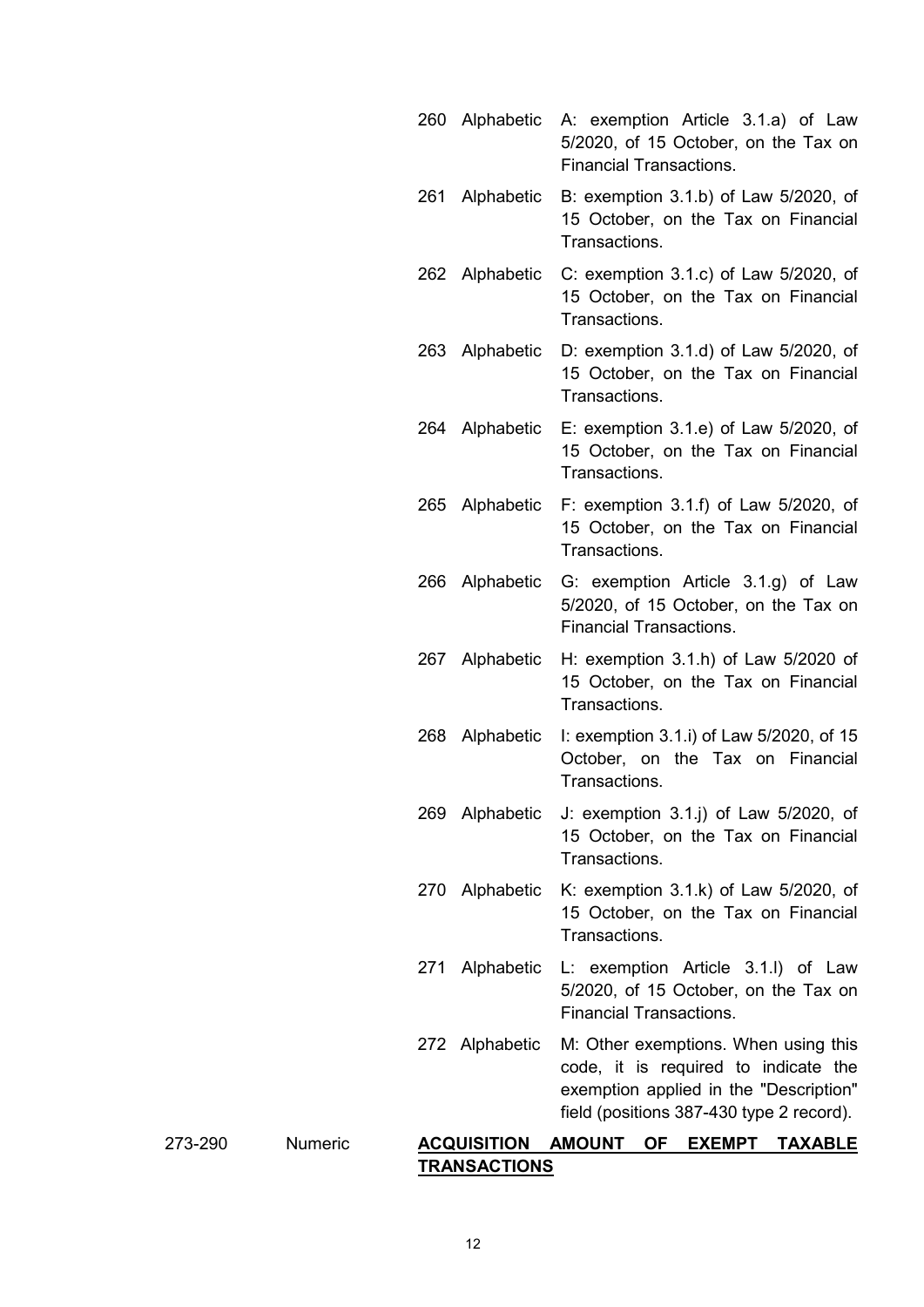| Positions | Nature | Description |
|---|---|---|
| | | 260 Alphabetic A: exemption Article 3.1.a) of Law 5/2020, of 15 October, on the Tax on Financial Transactions. |
| | | 261 Alphabetic B: exemption 3.1.b) of Law 5/2020, of 15 October, on the Tax on Financial Transactions. |
| | | 262 Alphabetic C: exemption 3.1.c) of Law 5/2020, of 15 October, on the Tax on Financial Transactions. |
| | | 263 Alphabetic D: exemption 3.1.d) of Law 5/2020, of 15 October, on the Tax on Financial Transactions. |
| | | 264 Alphabetic E: exemption 3.1.e) of Law 5/2020, of 15 October, on the Tax on Financial Transactions. |
| | | 265 Alphabetic F: exemption 3.1.f) of Law 5/2020, of 15 October, on the Tax on Financial Transactions. |
| | | 266 Alphabetic G: exemption Article 3.1.g) of Law 5/2020, of 15 October, on the Tax on Financial Transactions. |
| | | 267 Alphabetic H: exemption 3.1.h) of Law 5/2020 of 15 October, on the Tax on Financial Transactions. |
| | | 268 Alphabetic I: exemption 3.1.i) of Law 5/2020, of 15 October, on the Tax on Financial Transactions. |
| | | 269 Alphabetic J: exemption 3.1.j) of Law 5/2020, of 15 October, on the Tax on Financial Transactions. |
| | | 270 Alphabetic K: exemption 3.1.k) of Law 5/2020, of 15 October, on the Tax on Financial Transactions. |
| | | 271 Alphabetic L: exemption Article 3.1.l) of Law 5/2020, of 15 October, on the Tax on Financial Transactions. |
| | | 272 Alphabetic M: Other exemptions. When using this code, it is required to indicate the exemption applied in the "Description" field (positions 387-430 type 2 record). |
| 273-290 | Numeric | **ACQUISITION AMOUNT OF EXEMPT TAXABLE TRANSACTIONS** |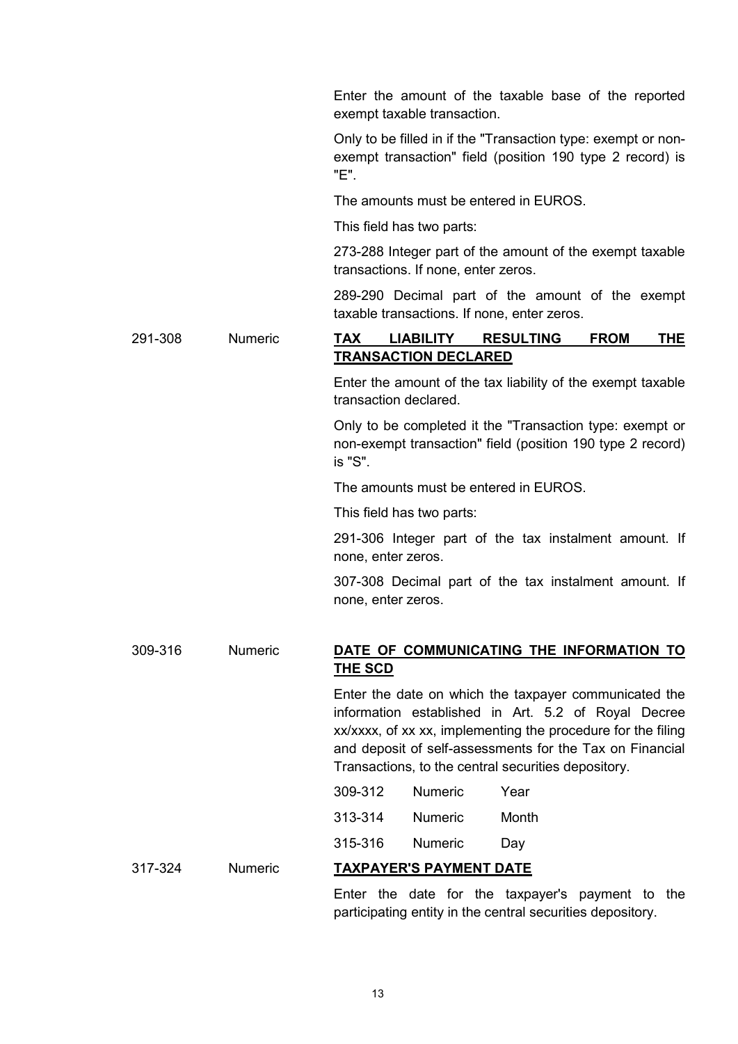| Positions | Nature | Description |
|---|---|---|
| | | Enter the amount of the taxable base of the reported exempt taxable transaction.<br><br>Only to be filled in if the "Transaction type: exempt or non-exempt transaction" field (position 190 type 2 record) is "E".<br><br>The amounts must be entered in EUROS.<br><br>This field has two parts:<br><br>273-288 Integer part of the amount of the exempt taxable transactions. If none, enter zeros.<br><br>289-290 Decimal part of the amount of the exempt taxable transactions. If none, enter zeros. |
| 291-308 | Numeric | <u>**TAX LIABILITY RESULTING FROM THE TRANSACTION DECLARED**</u><br><br>Enter the amount of the tax liability of the exempt taxable transaction declared.<br><br>Only to be completed it the "Transaction type: exempt or non-exempt transaction" field (position 190 type 2 record) is "S".<br><br>The amounts must be entered in EUROS.<br><br>This field has two parts:<br><br>291-306 Integer part of the tax instalment amount. If none, enter zeros.<br><br>307-308 Decimal part of the tax instalment amount. If none, enter zeros. |
| 309-316 | Numeric | <u>**DATE OF COMMUNICATING THE INFORMATION TO THE SCD**</u><br><br>Enter the date on which the taxpayer communicated the information established in Art. 5.2 of Royal Decree xx/xxxx, of xx xx, implementing the procedure for the filing and deposit of self-assessments for the Tax on Financial Transactions, to the central securities depository.<br><br>309-312 Numeric Year<br>313-314 Numeric Month<br>315-316 Numeric Day |
| 317-324 | Numeric | <u>**TAXPAYER'S PAYMENT DATE**</u><br><br>Enter the date for the taxpayer's payment to the participating entity in the central securities depository. |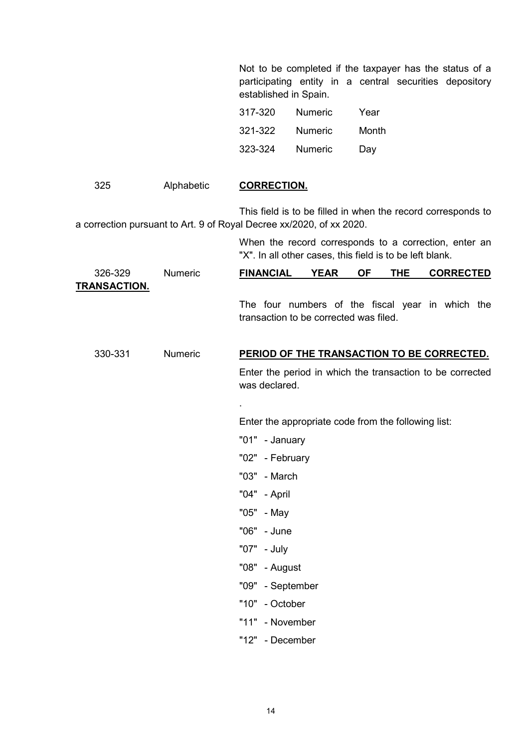Not to be completed if the taxpayer has the status of a participating entity in a central securities depository established in Spain.

| | | |
|---|---|---|
| 317-320 | Numeric | Year |
| 321-322 | Numeric | Month |
| 323-324 | Numeric | Day |

325 Alphabetic **CORRECTION.**

This field is to be filled in when the record corresponds to a correction pursuant to Art. 9 of Royal Decree xx/2020, of xx 2020.

When the record corresponds to a correction, enter an "X". In all other cases, this field is to be left blank.

326-329 Numeric **FINANCIAL YEAR OF THE CORRECTED TRANSACTION.**

The four numbers of the fiscal year in which the transaction to be corrected was filed.

330-331 Numeric **PERIOD OF THE TRANSACTION TO BE CORRECTED.**

Enter the period in which the transaction to be corrected was declared.

.

Enter the appropriate code from the following list:

"01" - January

"02" - February

"03" - March

"04" - April

"05" - May

"06" - June

"07" - July

"08" - August

"09" - September

"10" - October

"11" - November

"12" - December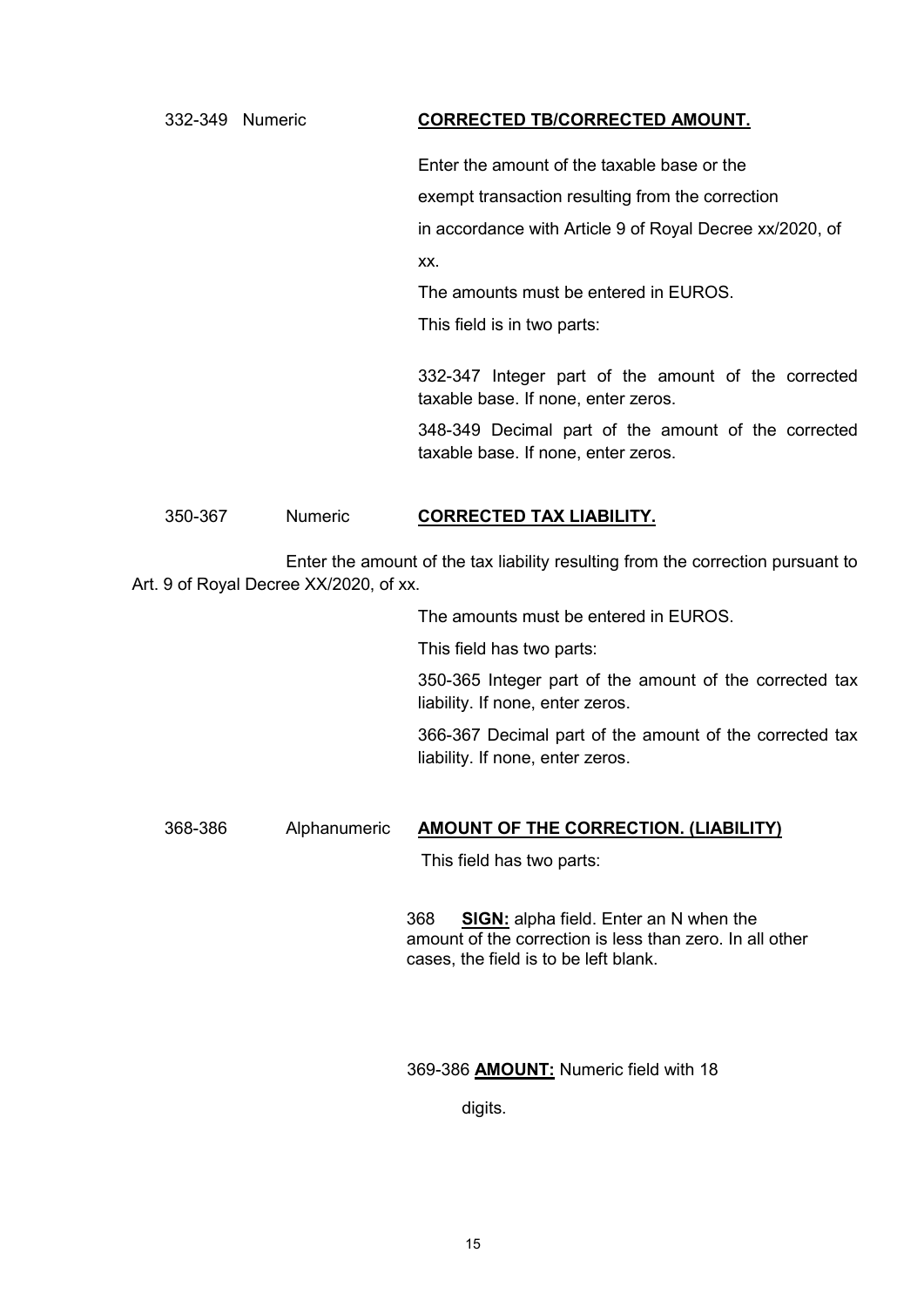332-349 Numeric **CORRECTED TB/CORRECTED AMOUNT.**

Enter the amount of the taxable base or the exempt transaction resulting from the correction in accordance with Article 9 of Royal Decree xx/2020, of xx.

The amounts must be entered in EUROS.

This field is in two parts:

332-347 Integer part of the amount of the corrected taxable base. If none, enter zeros.

348-349 Decimal part of the amount of the corrected taxable base. If none, enter zeros.

350-367 Numeric **CORRECTED TAX LIABILITY.**

Enter the amount of the tax liability resulting from the correction pursuant to Art. 9 of Royal Decree XX/2020, of xx.

The amounts must be entered in EUROS.

This field has two parts:

350-365 Integer part of the amount of the corrected tax liability. If none, enter zeros.

366-367 Decimal part of the amount of the corrected tax liability. If none, enter zeros.

368-386 Alphanumeric **AMOUNT OF THE CORRECTION. (LIABILITY)**

This field has two parts:

368 **SIGN:** alpha field. Enter an N when the amount of the correction is less than zero. In all other cases, the field is to be left blank.

369-386 **AMOUNT:** Numeric field with 18 digits.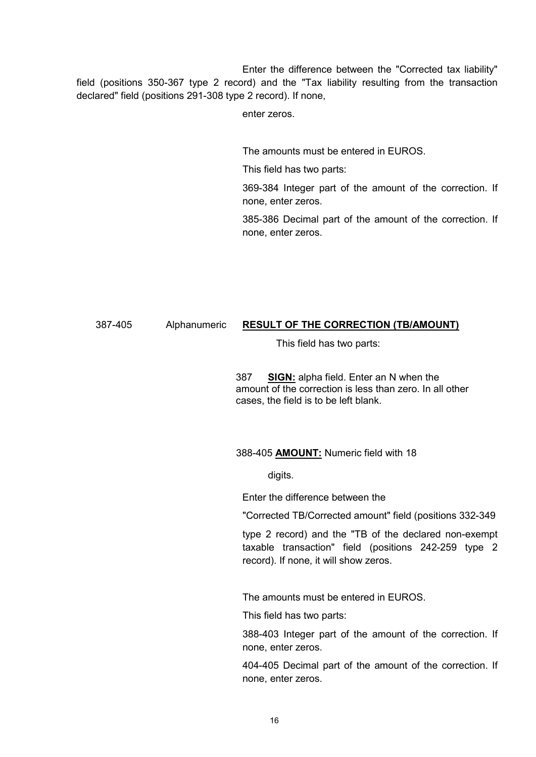Enter the difference between the "Corrected tax liability" field (positions 350-367 type 2 record) and the "Tax liability resulting from the transaction declared" field (positions 291-308 type 2 record). If none,

enter zeros.

The amounts must be entered in EUROS.

This field has two parts:

369-384 Integer part of the amount of the correction. If none, enter zeros.

385-386 Decimal part of the amount of the correction. If none, enter zeros.

387-405 Alphanumeric **RESULT OF THE CORRECTION (TB/AMOUNT)**

This field has two parts:

387 **SIGN:** alpha field. Enter an N when the amount of the correction is less than zero. In all other cases, the field is to be left blank.

388-405 **AMOUNT:** Numeric field with 18

digits.

Enter the difference between the

"Corrected TB/Corrected amount" field (positions 332-349

type 2 record) and the "TB of the declared non-exempt taxable transaction" field (positions 242-259 type 2 record). If none, it will show zeros.

The amounts must be entered in EUROS.

This field has two parts:

388-403 Integer part of the amount of the correction. If none, enter zeros.

404-405 Decimal part of the amount of the correction. If none, enter zeros.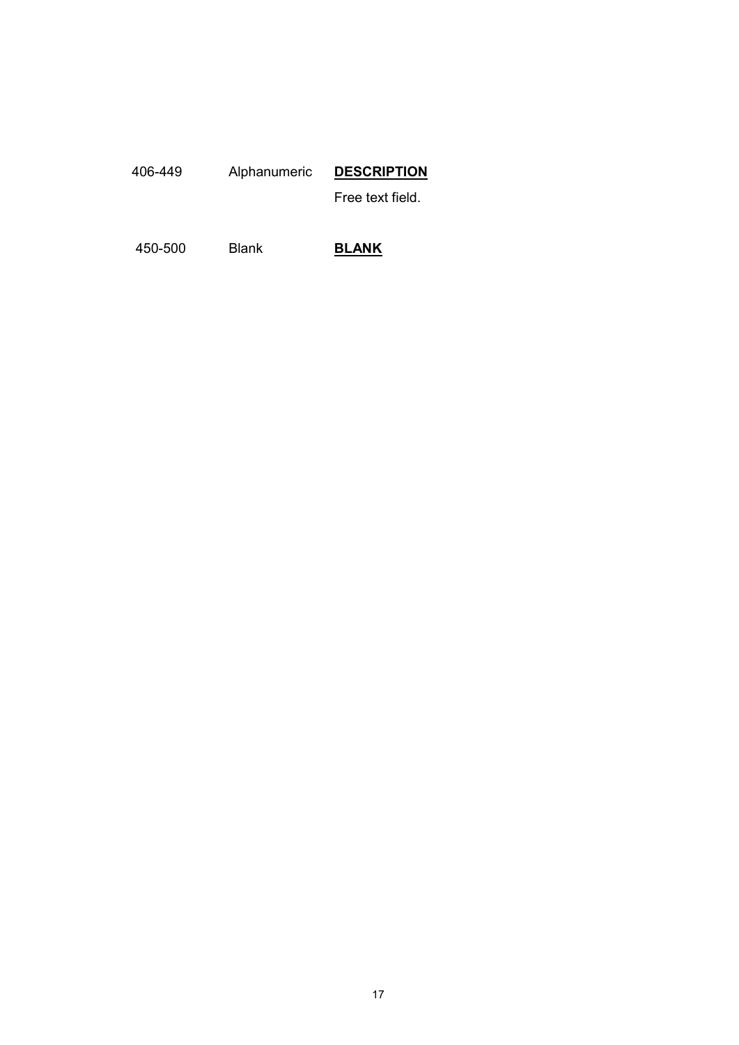| | | |
|---|---|---|
| 406-449 | Alphanumeric | **DESCRIPTION**<br>Free text field. |
| 450-500 | Blank | **BLANK** |